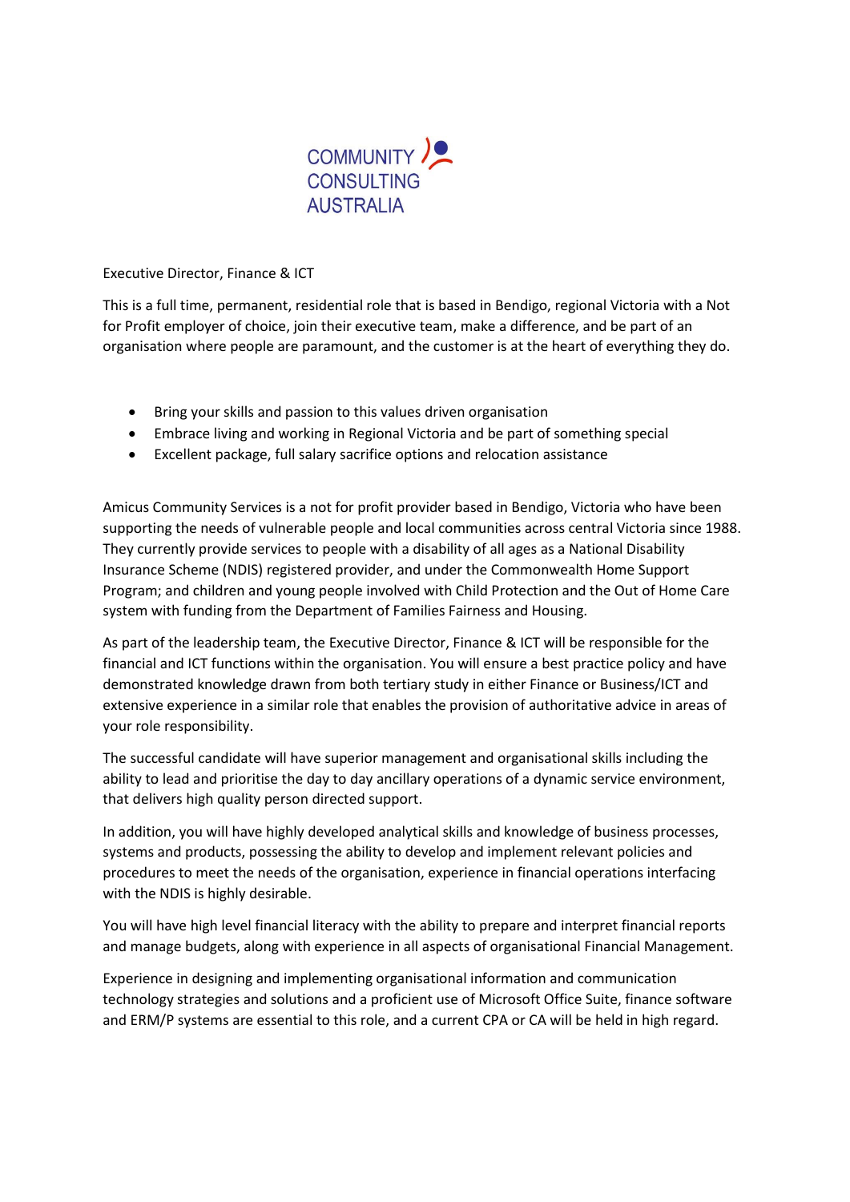COMMUNITY
CONSULTING
AUSTRALIA

Executive Director, Finance & ICT

This is a full time, permanent, residential role that is based in Bendigo, regional Victoria with a Not for Profit employer of choice, join their executive team, make a difference, and be part of an organisation where people are paramount, and the customer is at the heart of everything they do.

- Bring your skills and passion to this values driven organisation
- Embrace living and working in Regional Victoria and be part of something special
- Excellent package, full salary sacrifice options and relocation assistance

Amicus Community Services is a not for profit provider based in Bendigo, Victoria who have been supporting the needs of vulnerable people and local communities across central Victoria since 1988. They currently provide services to people with a disability of all ages as a National Disability Insurance Scheme (NDIS) registered provider, and under the Commonwealth Home Support Program; and children and young people involved with Child Protection and the Out of Home Care system with funding from the Department of Families Fairness and Housing.

As part of the leadership team, the Executive Director, Finance & ICT will be responsible for the financial and ICT functions within the organisation. You will ensure a best practice policy and have demonstrated knowledge drawn from both tertiary study in either Finance or Business/ICT and extensive experience in a similar role that enables the provision of authoritative advice in areas of your role responsibility.

The successful candidate will have superior management and organisational skills including the ability to lead and prioritise the day to day ancillary operations of a dynamic service environment, that delivers high quality person directed support.

In addition, you will have highly developed analytical skills and knowledge of business processes, systems and products, possessing the ability to develop and implement relevant policies and procedures to meet the needs of the organisation, experience in financial operations interfacing with the NDIS is highly desirable.

You will have high level financial literacy with the ability to prepare and interpret financial reports and manage budgets, along with experience in all aspects of organisational Financial Management.

Experience in designing and implementing organisational information and communication technology strategies and solutions and a proficient use of Microsoft Office Suite, finance software and ERM/P systems are essential to this role, and a current CPA or CA will be held in high regard.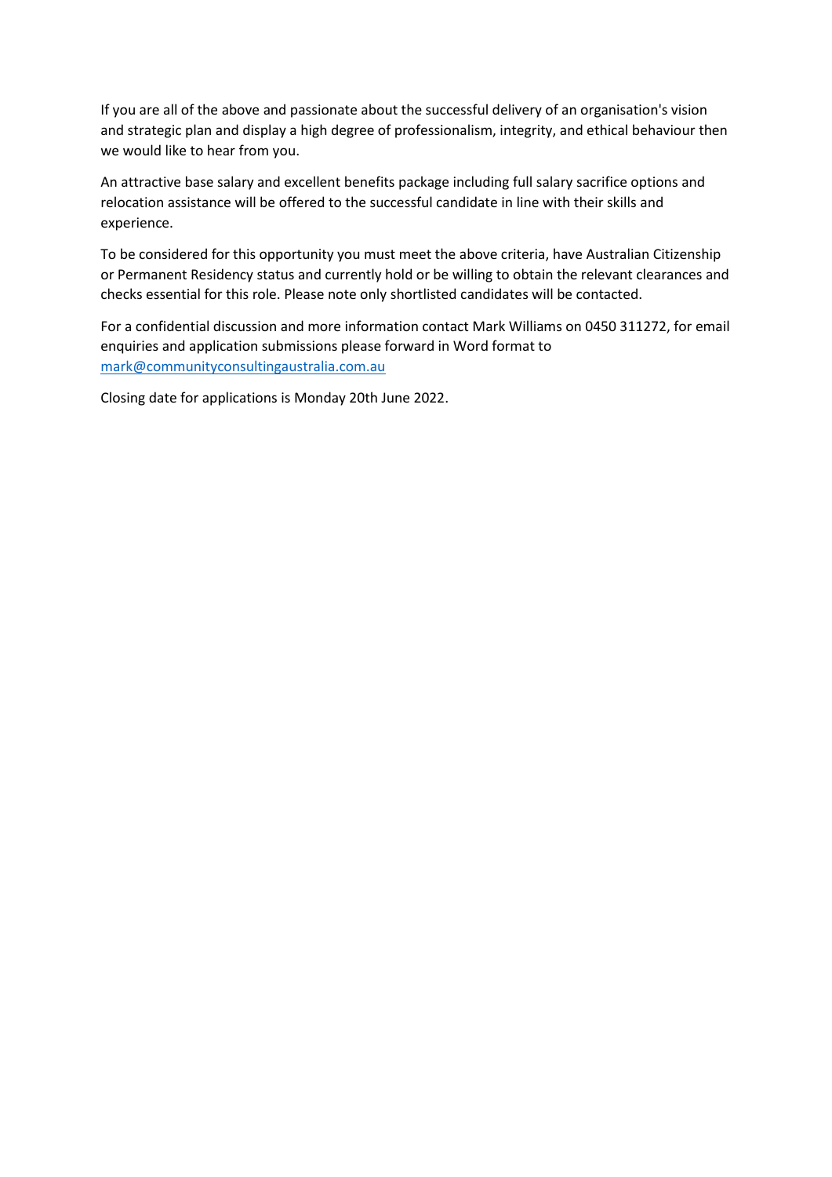If you are all of the above and passionate about the successful delivery of an organisation's vision and strategic plan and display a high degree of professionalism, integrity, and ethical behaviour then we would like to hear from you.

An attractive base salary and excellent benefits package including full salary sacrifice options and relocation assistance will be offered to the successful candidate in line with their skills and experience.

To be considered for this opportunity you must meet the above criteria, have Australian Citizenship or Permanent Residency status and currently hold or be willing to obtain the relevant clearances and checks essential for this role. Please note only shortlisted candidates will be contacted.

For a confidential discussion and more information contact Mark Williams on 0450 311272, for email enquiries and application submissions please forward in Word format to [mark@communityconsultingaustralia.com.au](mailto:mark@communityconsultingaustralia.com.au)

Closing date for applications is Monday 20th June 2022.